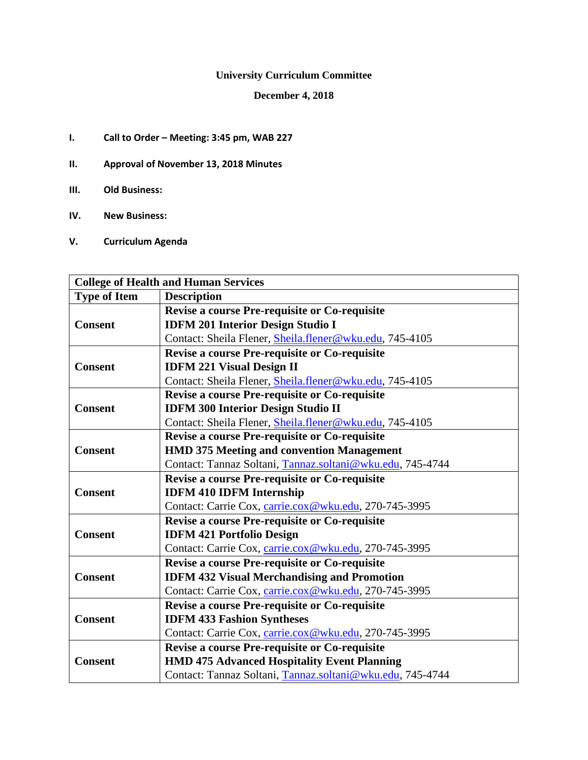**University Curriculum Committee**

**December 4, 2018**

I. **Call to Order – Meeting: 3:45 pm, WAB 227**

II. **Approval of November 13, 2018 Minutes**

III. **Old Business:**

IV. **New Business:**

V. **Curriculum Agenda**

| **College of Health and Human Services** | |
|---|---|
| **Type of Item** | **Description** |
| **Consent** | **Revise a course Pre-requisite or Co-requisite**<br>**IDFM 201 Interior Design Studio I**<br>Contact: Sheila Flener, Sheila.flener@wku.edu, 745-4105 |
| **Consent** | **Revise a course Pre-requisite or Co-requisite**<br>**IDFM 221 Visual Design II**<br>Contact: Sheila Flener, Sheila.flener@wku.edu, 745-4105 |
| **Consent** | **Revise a course Pre-requisite or Co-requisite**<br>**IDFM 300 Interior Design Studio II**<br>Contact: Sheila Flener, Sheila.flener@wku.edu, 745-4105 |
| **Consent** | **Revise a course Pre-requisite or Co-requisite**<br>**HMD 375 Meeting and convention Management**<br>Contact: Tannaz Soltani, Tannaz.soltani@wku.edu, 745-4744 |
| **Consent** | **Revise a course Pre-requisite or Co-requisite**<br>**IDFM 410 IDFM Internship**<br>Contact: Carrie Cox, carrie.cox@wku.edu, 270-745-3995 |
| **Consent** | **Revise a course Pre-requisite or Co-requisite**<br>**IDFM 421 Portfolio Design**<br>Contact: Carrie Cox, carrie.cox@wku.edu, 270-745-3995 |
| **Consent** | **Revise a course Pre-requisite or Co-requisite**<br>**IDFM 432 Visual Merchandising and Promotion**<br>Contact: Carrie Cox, carrie.cox@wku.edu, 270-745-3995 |
| **Consent** | **Revise a course Pre-requisite or Co-requisite**<br>**IDFM 433 Fashion Syntheses**<br>Contact: Carrie Cox, carrie.cox@wku.edu, 270-745-3995 |
| **Consent** | **Revise a course Pre-requisite or Co-requisite**<br>**HMD 475 Advanced Hospitality Event Planning**<br>Contact: Tannaz Soltani, Tannaz.soltani@wku.edu, 745-4744 |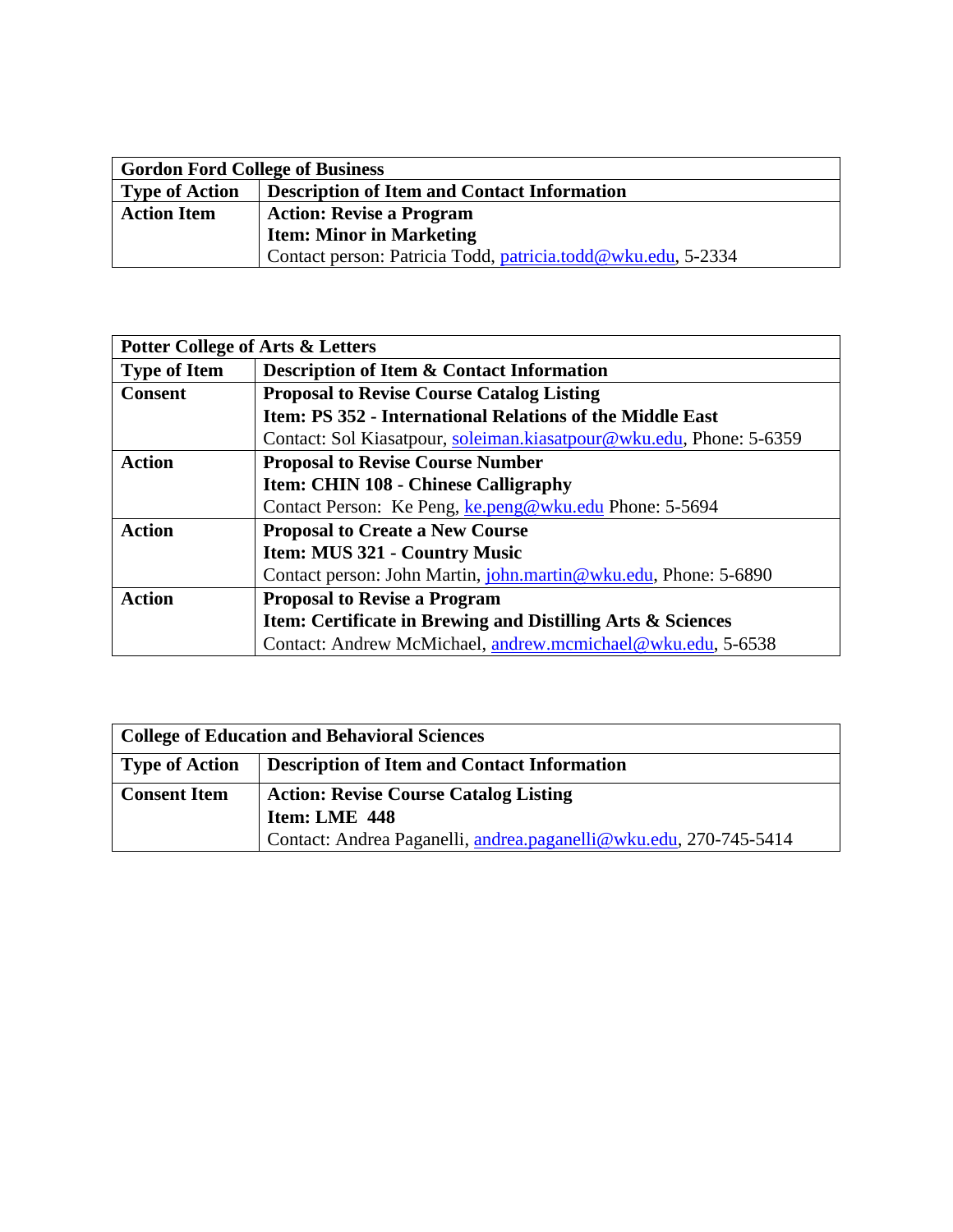| Gordon Ford College of Business | |
|---|---|
| **Type of Action** | **Description of Item and Contact Information** |
| **Action Item** | **Action: Revise a Program**<br>**Item: Minor in Marketing**<br>Contact person: Patricia Todd, patricia.todd@wku.edu, 5-2334 |

| Potter College of Arts & Letters | |
|---|---|
| **Type of Item** | **Description of Item & Contact Information** |
| **Consent** | **Proposal to Revise Course Catalog Listing**<br>**Item: PS 352 - International Relations of the Middle East**<br>Contact: Sol Kiasatpour, soleiman.kiasatpour@wku.edu, Phone: 5-6359 |
| **Action** | **Proposal to Revise Course Number**<br>**Item: CHIN 108 - Chinese Calligraphy**<br>Contact Person: Ke Peng, ke.peng@wku.edu Phone: 5-5694 |
| **Action** | **Proposal to Create a New Course**<br>**Item: MUS 321 - Country Music**<br>Contact person: John Martin, john.martin@wku.edu, Phone: 5-6890 |
| **Action** | **Proposal to Revise a Program**<br>**Item: Certificate in Brewing and Distilling Arts & Sciences**<br>Contact: Andrew McMichael, andrew.mcmichael@wku.edu, 5-6538 |

| College of Education and Behavioral Sciences | |
|---|---|
| **Type of Action** | **Description of Item and Contact Information** |
| **Consent Item** | **Action: Revise Course Catalog Listing**<br>**Item: LME 448**<br>Contact: Andrea Paganelli, andrea.paganelli@wku.edu, 270-745-5414 |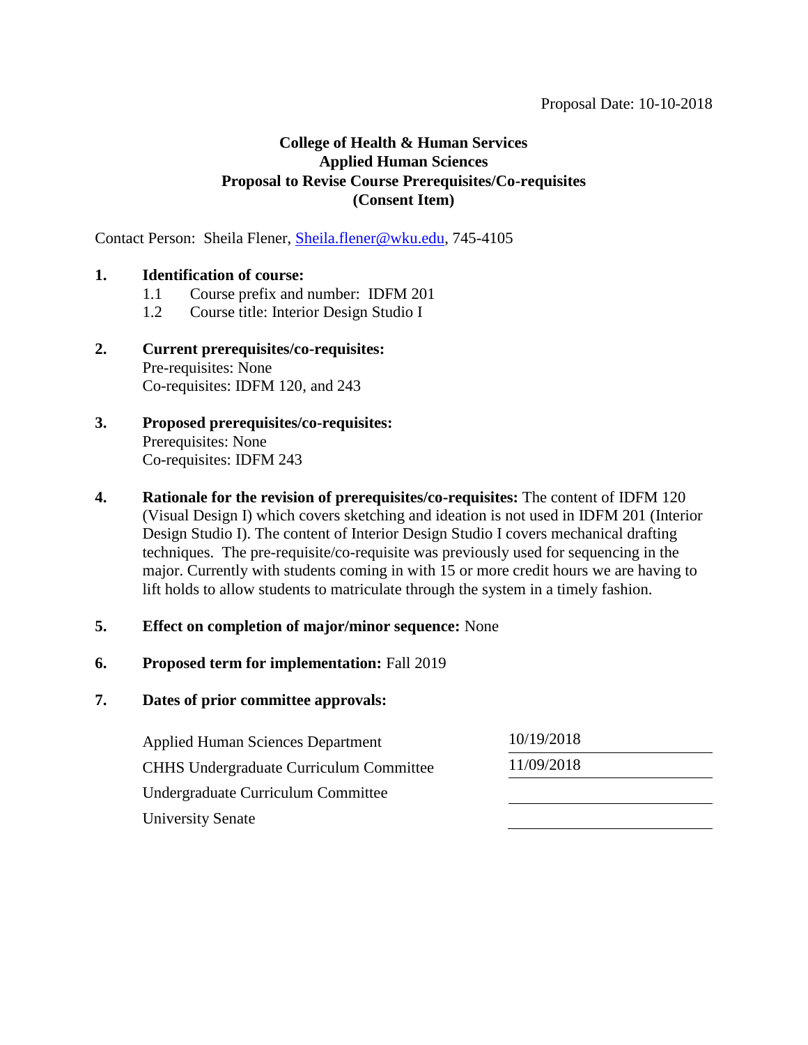Proposal Date: 10-10-2018

**College of Health & Human Services**
**Applied Human Sciences**
**Proposal to Revise Course Prerequisites/Co-requisites**
**(Consent Item)**

Contact Person: Sheila Flener, Sheila.flener@wku.edu, 745-4105

1. **Identification of course:**
   - 1.1 Course prefix and number: IDFM 201
   - 1.2 Course title: Interior Design Studio I

2. **Current prerequisites/co-requisites:**
   Pre-requisites: None
   Co-requisites: IDFM 120, and 243

3. **Proposed prerequisites/co-requisites:**
   Prerequisites: None
   Co-requisites: IDFM 243

4. **Rationale for the revision of prerequisites/co-requisites:** The content of IDFM 120 (Visual Design I) which covers sketching and ideation is not used in IDFM 201 (Interior Design Studio I). The content of Interior Design Studio I covers mechanical drafting techniques. The pre-requisite/co-requisite was previously used for sequencing in the major. Currently with students coming in with 15 or more credit hours we are having to lift holds to allow students to matriculate through the system in a timely fashion.

5. **Effect on completion of major/minor sequence:** None

6. **Proposed term for implementation:** Fall 2019

7. **Dates of prior committee approvals:**

| | |
|---|---|
| Applied Human Sciences Department | 10/19/2018 |
| CHHS Undergraduate Curriculum Committee | 11/09/2018 |
| Undergraduate Curriculum Committee | |
| University Senate | |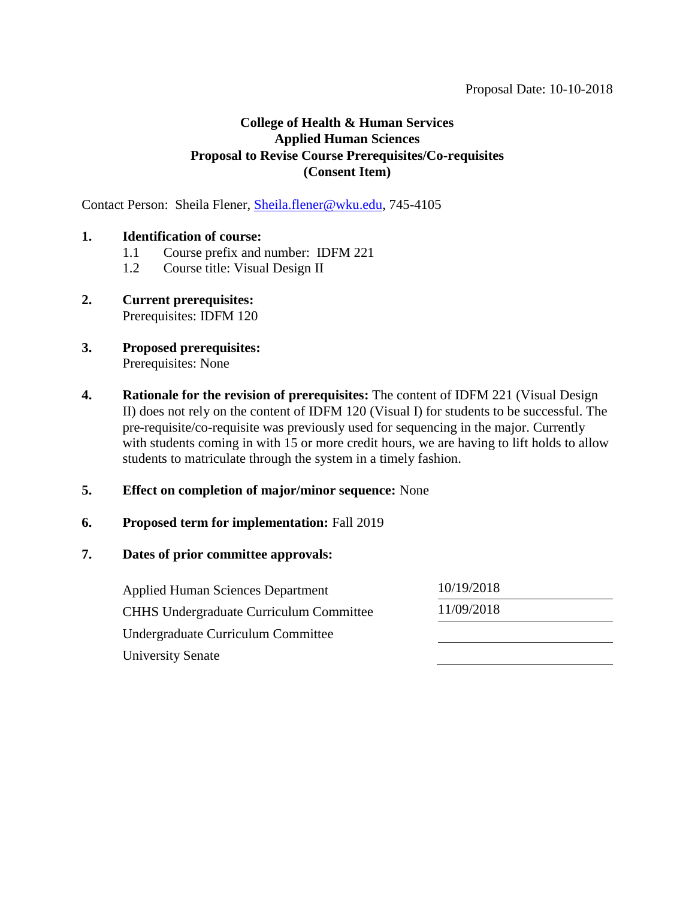Proposal Date: 10-10-2018

**College of Health & Human Services**
**Applied Human Sciences**
**Proposal to Revise Course Prerequisites/Co-requisites**
**(Consent Item)**

Contact Person: Sheila Flener, Sheila.flener@wku.edu, 745-4105

**1. Identification of course:**

1.1 Course prefix and number: IDFM 221

1.2 Course title: Visual Design II

**2. Current prerequisites:**
Prerequisites: IDFM 120

**3. Proposed prerequisites:**
Prerequisites: None

**4. Rationale for the revision of prerequisites:** The content of IDFM 221 (Visual Design II) does not rely on the content of IDFM 120 (Visual I) for students to be successful. The pre-requisite/co-requisite was previously used for sequencing in the major. Currently with students coming in with 15 or more credit hours, we are having to lift holds to allow students to matriculate through the system in a timely fashion.

**5. Effect on completion of major/minor sequence:** None

**6. Proposed term for implementation:** Fall 2019

**7. Dates of prior committee approvals:**

| | |
|---|---|
| Applied Human Sciences Department | 10/19/2018 |
| CHHS Undergraduate Curriculum Committee | 11/09/2018 |
| Undergraduate Curriculum Committee | |
| University Senate | |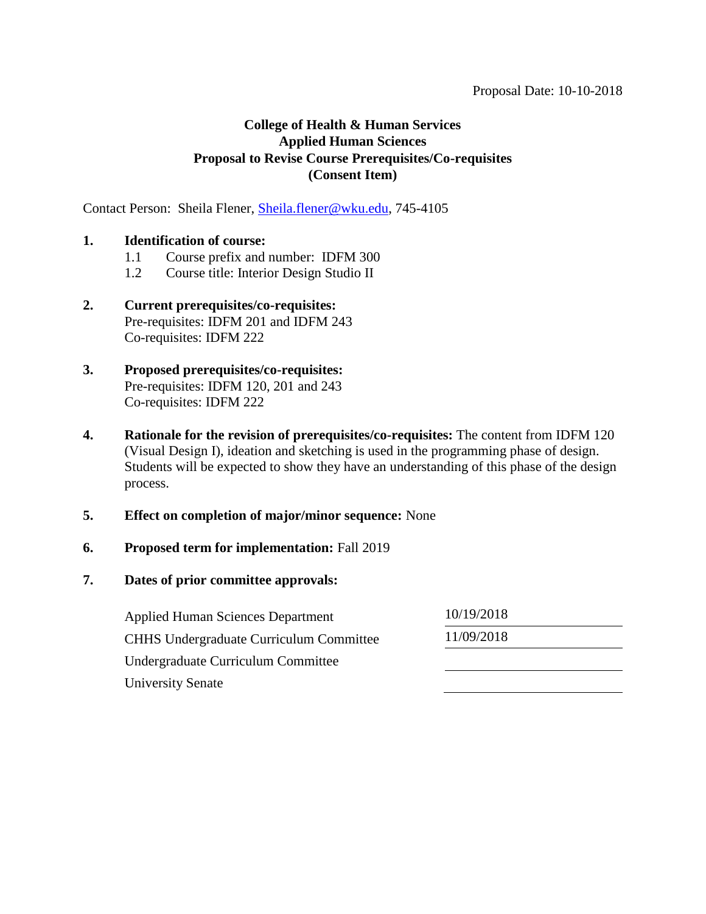Proposal Date: 10-10-2018

**College of Health & Human Services**
**Applied Human Sciences**
**Proposal to Revise Course Prerequisites/Co-requisites**
**(Consent Item)**

Contact Person: Sheila Flener, Sheila.flener@wku.edu, 745-4105

1. **Identification of course:**
   - 1.1 Course prefix and number: IDFM 300
   - 1.2 Course title: Interior Design Studio II

2. **Current prerequisites/co-requisites:**
   Pre-requisites: IDFM 201 and IDFM 243
   Co-requisites: IDFM 222

3. **Proposed prerequisites/co-requisites:**
   Pre-requisites: IDFM 120, 201 and 243
   Co-requisites: IDFM 222

4. **Rationale for the revision of prerequisites/co-requisites:** The content from IDFM 120 (Visual Design I), ideation and sketching is used in the programming phase of design. Students will be expected to show they have an understanding of this phase of the design process.

5. **Effect on completion of major/minor sequence:** None

6. **Proposed term for implementation:** Fall 2019

7. **Dates of prior committee approvals:**

| | |
|---|---|
| Applied Human Sciences Department | 10/19/2018 |
| CHHS Undergraduate Curriculum Committee | 11/09/2018 |
| Undergraduate Curriculum Committee | |
| University Senate | |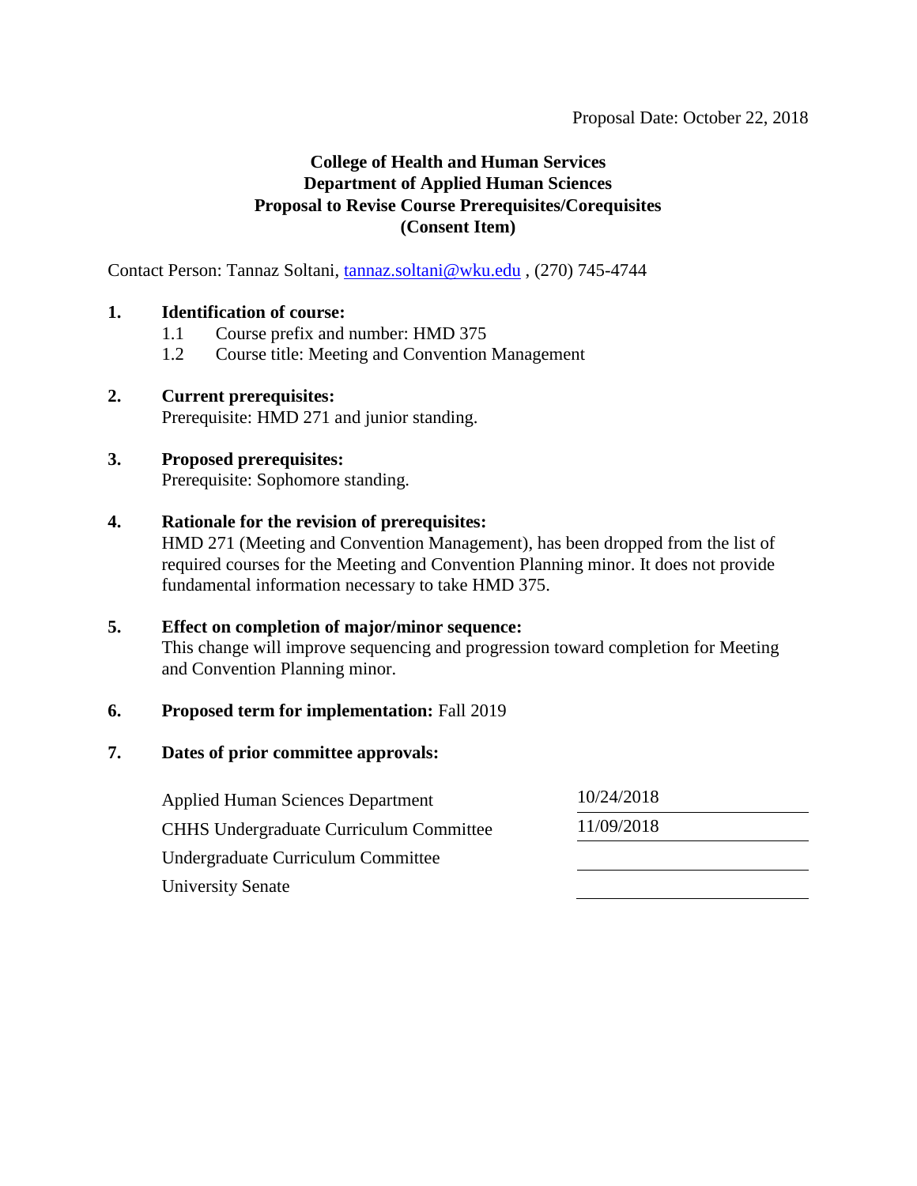Proposal Date: October 22, 2018

**College of Health and Human Services**
**Department of Applied Human Sciences**
**Proposal to Revise Course Prerequisites/Corequisites**
**(Consent Item)**

Contact Person: Tannaz Soltani, tannaz.soltani@wku.edu , (270) 745-4744

**1. Identification of course:**

1.1 Course prefix and number: HMD 375

1.2 Course title: Meeting and Convention Management

**2. Current prerequisites:**

Prerequisite: HMD 271 and junior standing.

**3. Proposed prerequisites:**

Prerequisite: Sophomore standing.

**4. Rationale for the revision of prerequisites:**

HMD 271 (Meeting and Convention Management), has been dropped from the list of required courses for the Meeting and Convention Planning minor. It does not provide fundamental information necessary to take HMD 375.

**5. Effect on completion of major/minor sequence:**

This change will improve sequencing and progression toward completion for Meeting and Convention Planning minor.

**6. Proposed term for implementation:** Fall 2019

**7. Dates of prior committee approvals:**

| | |
|---|---|
| Applied Human Sciences Department | 10/24/2018 |
| CHHS Undergraduate Curriculum Committee | 11/09/2018 |
| Undergraduate Curriculum Committee | |
| University Senate | |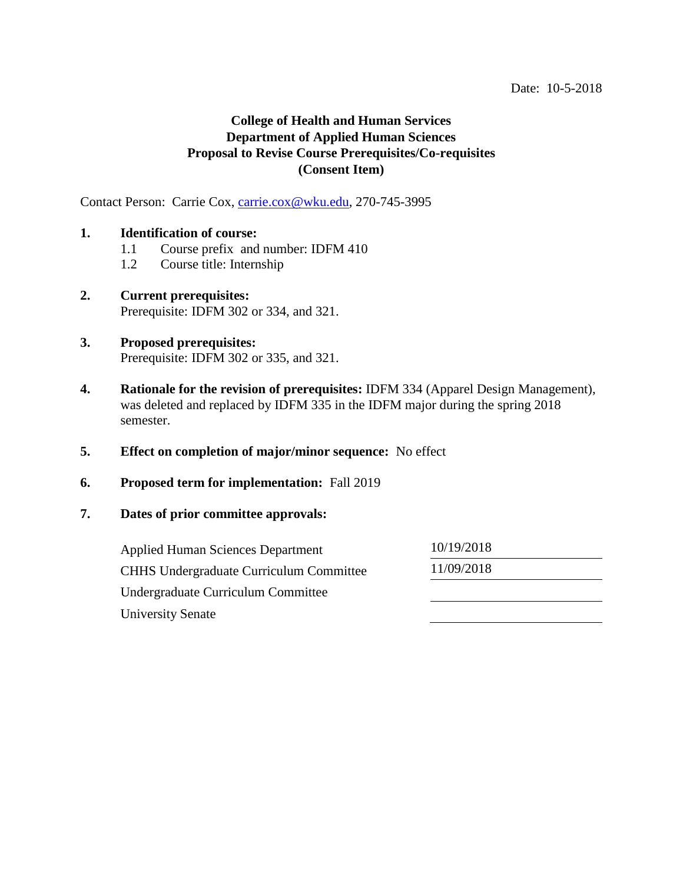Date: 10-5-2018

**College of Health and Human Services**
**Department of Applied Human Sciences**
**Proposal to Revise Course Prerequisites/Co-requisites**
**(Consent Item)**

Contact Person: Carrie Cox, carrie.cox@wku.edu, 270-745-3995

**1. Identification of course:**

1.1 Course prefix and number: IDFM 410

1.2 Course title: Internship

**2. Current prerequisites:**

Prerequisite: IDFM 302 or 334, and 321.

**3. Proposed prerequisites:**

Prerequisite: IDFM 302 or 335, and 321.

**4. Rationale for the revision of prerequisites:** IDFM 334 (Apparel Design Management), was deleted and replaced by IDFM 335 in the IDFM major during the spring 2018 semester.

**5. Effect on completion of major/minor sequence:** No effect

**6. Proposed term for implementation:** Fall 2019

**7. Dates of prior committee approvals:**

| | |
|---|---|
| Applied Human Sciences Department | 10/19/2018 |
| CHHS Undergraduate Curriculum Committee | 11/09/2018 |
| Undergraduate Curriculum Committee | |
| University Senate | |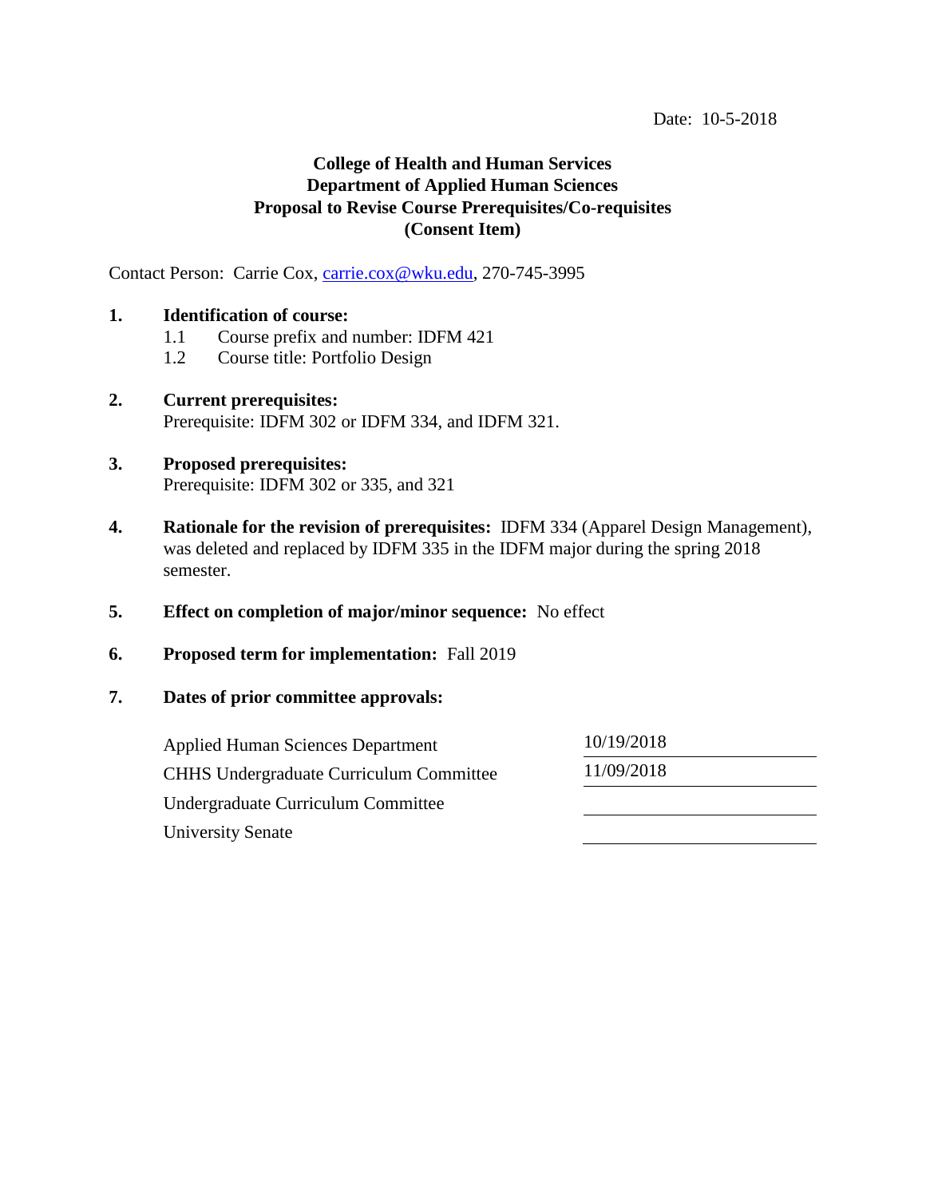Date: 10-5-2018

**College of Health and Human Services**
**Department of Applied Human Sciences**
**Proposal to Revise Course Prerequisites/Co-requisites**
**(Consent Item)**

Contact Person: Carrie Cox, carrie.cox@wku.edu, 270-745-3995

**1. Identification of course:**

1.1 Course prefix and number: IDFM 421
1.2 Course title: Portfolio Design

**2. Current prerequisites:**
Prerequisite: IDFM 302 or IDFM 334, and IDFM 321.

**3. Proposed prerequisites:**
Prerequisite: IDFM 302 or 335, and 321

**4. Rationale for the revision of prerequisites:** IDFM 334 (Apparel Design Management), was deleted and replaced by IDFM 335 in the IDFM major during the spring 2018 semester.

**5. Effect on completion of major/minor sequence:** No effect

**6. Proposed term for implementation:** Fall 2019

**7. Dates of prior committee approvals:**

| | |
|---|---|
| Applied Human Sciences Department | 10/19/2018 |
| CHHS Undergraduate Curriculum Committee | 11/09/2018 |
| Undergraduate Curriculum Committee | |
| University Senate | |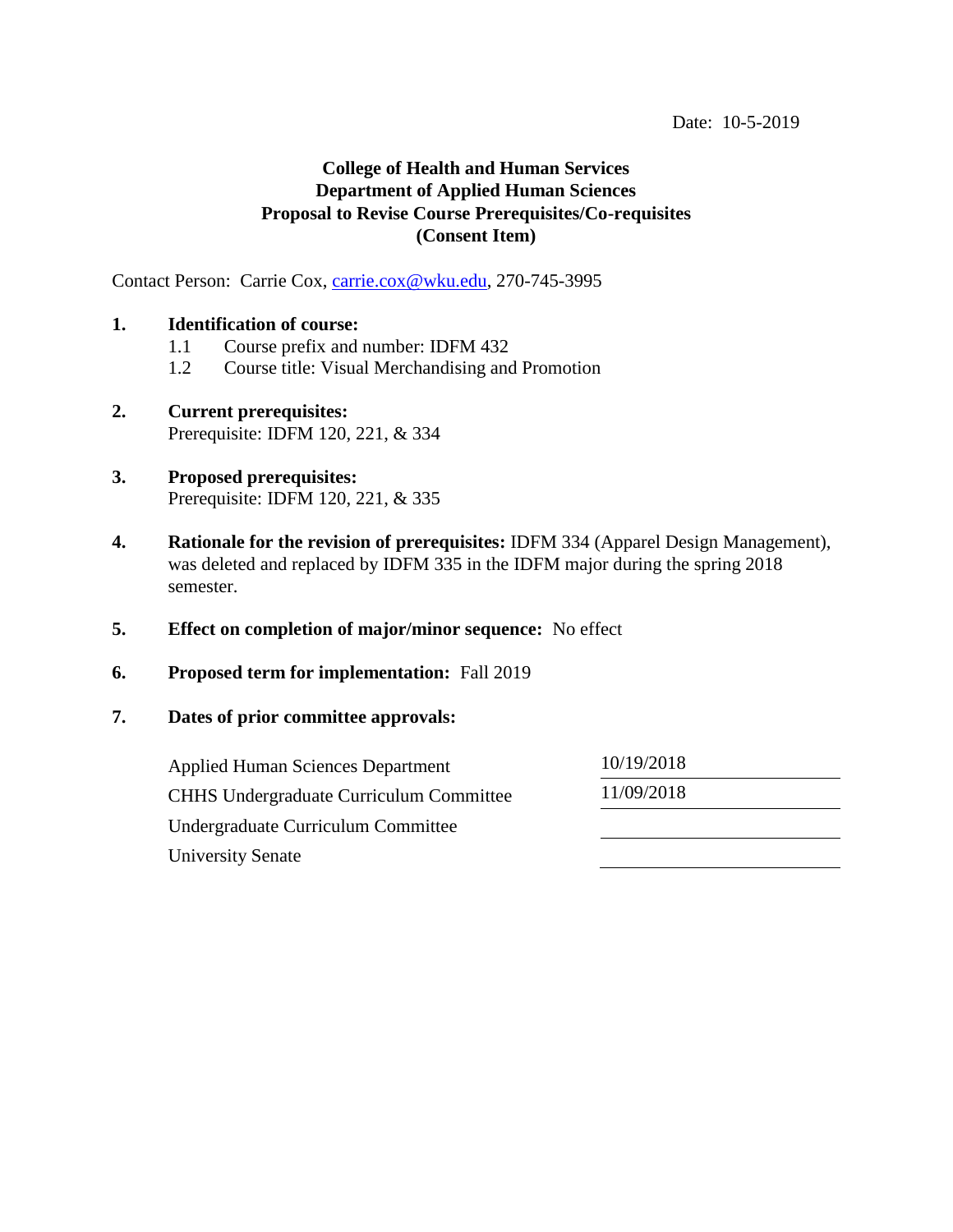Date: 10-5-2019

**College of Health and Human Services**
**Department of Applied Human Sciences**
**Proposal to Revise Course Prerequisites/Co-requisites**
**(Consent Item)**

Contact Person: Carrie Cox, carrie.cox@wku.edu, 270-745-3995

1. **Identification of course:**
   - 1.1 Course prefix and number: IDFM 432
   - 1.2 Course title: Visual Merchandising and Promotion

2. **Current prerequisites:**
   Prerequisite: IDFM 120, 221, & 334

3. **Proposed prerequisites:**
   Prerequisite: IDFM 120, 221, & 335

4. **Rationale for the revision of prerequisites:** IDFM 334 (Apparel Design Management), was deleted and replaced by IDFM 335 in the IDFM major during the spring 2018 semester.

5. **Effect on completion of major/minor sequence:** No effect

6. **Proposed term for implementation:** Fall 2019

7. **Dates of prior committee approvals:**

| | |
|---|---|
| Applied Human Sciences Department | 10/19/2018 |
| CHHS Undergraduate Curriculum Committee | 11/09/2018 |
| Undergraduate Curriculum Committee | |
| University Senate | |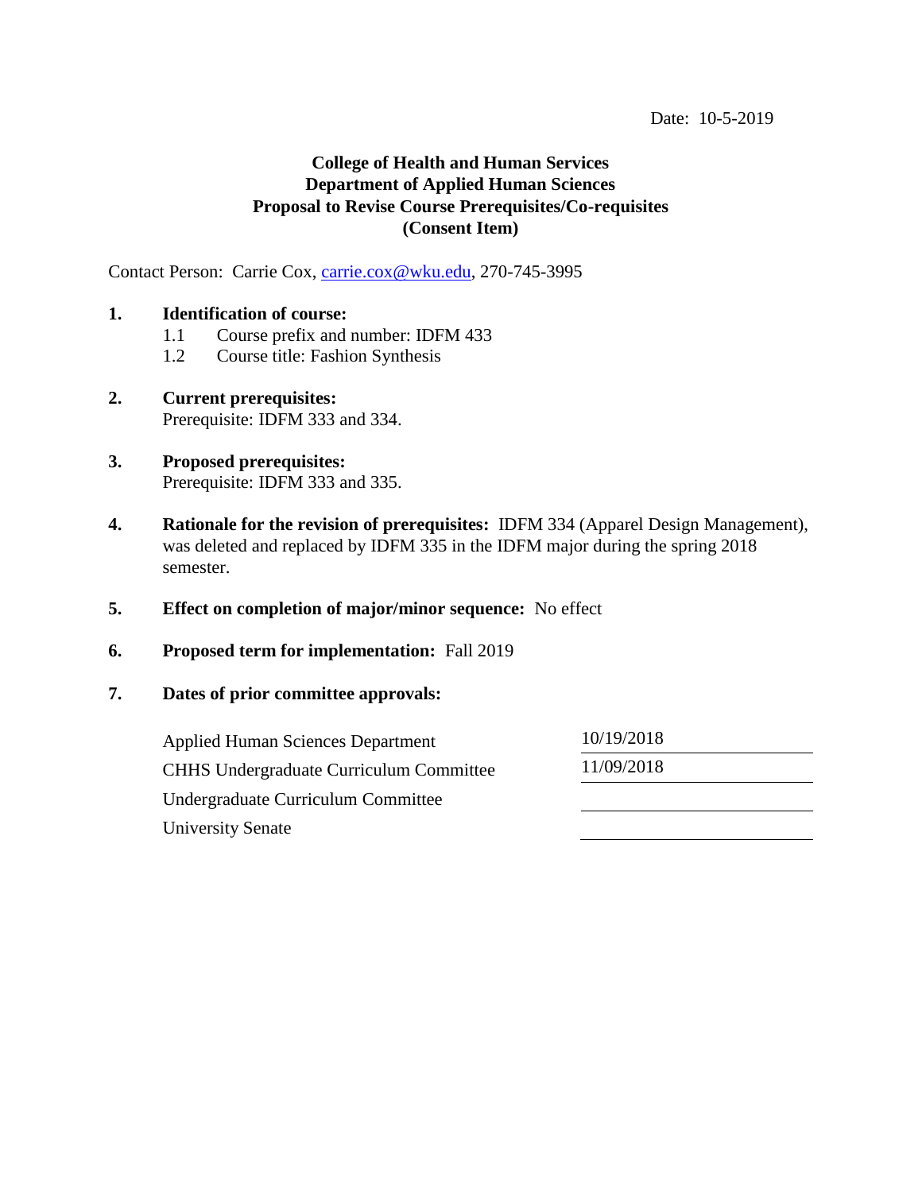Date: 10-5-2019

**College of Health and Human Services**
**Department of Applied Human Sciences**
**Proposal to Revise Course Prerequisites/Co-requisites**
**(Consent Item)**

Contact Person: Carrie Cox, carrie.cox@wku.edu, 270-745-3995

1. **Identification of course:**
   - 1.1 Course prefix and number: IDFM 433
   - 1.2 Course title: Fashion Synthesis

2. **Current prerequisites:**
   Prerequisite: IDFM 333 and 334.

3. **Proposed prerequisites:**
   Prerequisite: IDFM 333 and 335.

4. **Rationale for the revision of prerequisites:** IDFM 334 (Apparel Design Management), was deleted and replaced by IDFM 335 in the IDFM major during the spring 2018 semester.

5. **Effect on completion of major/minor sequence:** No effect

6. **Proposed term for implementation:** Fall 2019

7. **Dates of prior committee approvals:**

| | |
|---|---|
| Applied Human Sciences Department | 10/19/2018 |
| CHHS Undergraduate Curriculum Committee | 11/09/2018 |
| Undergraduate Curriculum Committee | |
| University Senate | |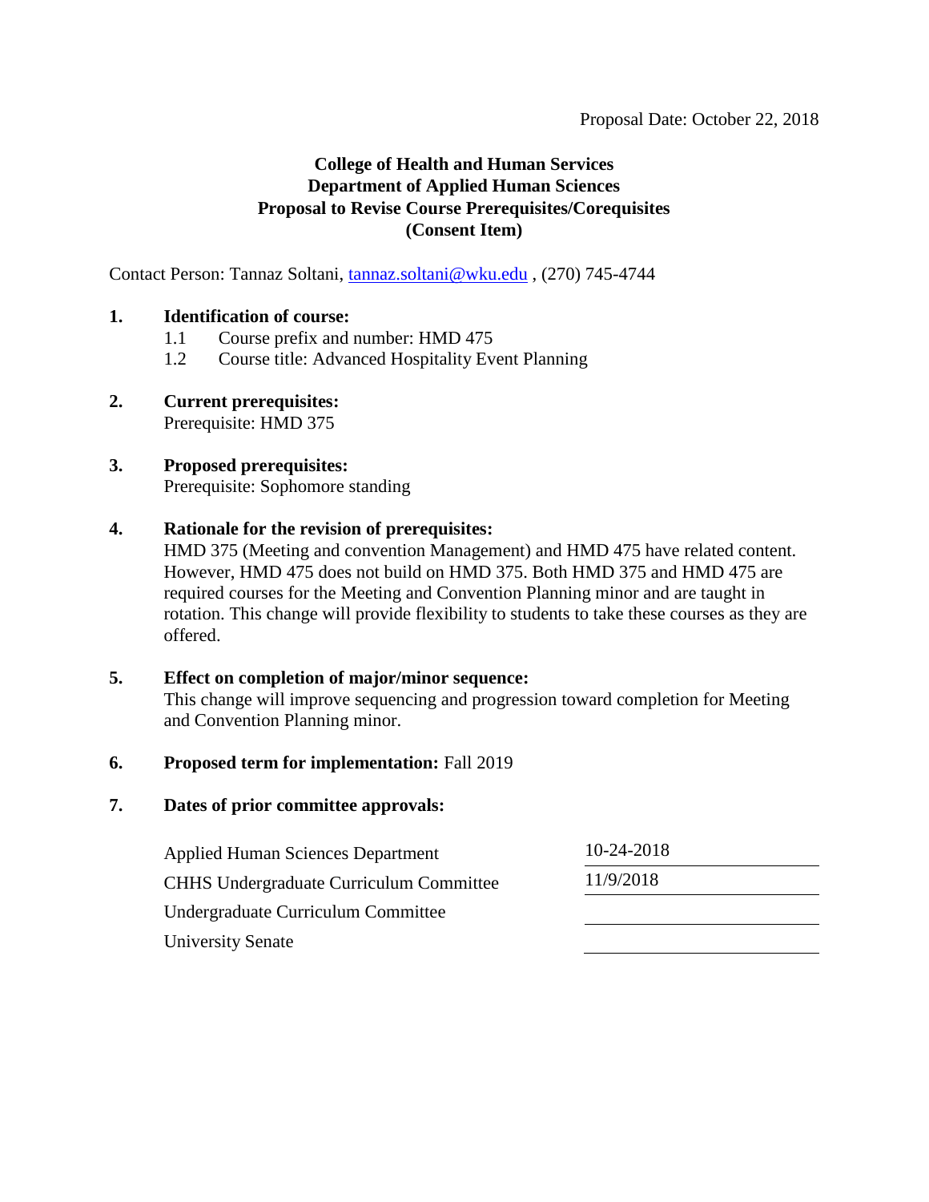Proposal Date: October 22, 2018

**College of Health and Human Services**
**Department of Applied Human Sciences**
**Proposal to Revise Course Prerequisites/Corequisites**
**(Consent Item)**

Contact Person: Tannaz Soltani, tannaz.soltani@wku.edu , (270) 745-4744

**1. Identification of course:**

1.1 Course prefix and number: HMD 475

1.2 Course title: Advanced Hospitality Event Planning

**2. Current prerequisites:**

Prerequisite: HMD 375

**3. Proposed prerequisites:**

Prerequisite: Sophomore standing

**4. Rationale for the revision of prerequisites:**

HMD 375 (Meeting and convention Management) and HMD 475 have related content. However, HMD 475 does not build on HMD 375. Both HMD 375 and HMD 475 are required courses for the Meeting and Convention Planning minor and are taught in rotation. This change will provide flexibility to students to take these courses as they are offered.

**5. Effect on completion of major/minor sequence:**

This change will improve sequencing and progression toward completion for Meeting and Convention Planning minor.

**6. Proposed term for implementation:** Fall 2019

**7. Dates of prior committee approvals:**

| | |
|---|---|
| Applied Human Sciences Department | 10-24-2018 |
| CHHS Undergraduate Curriculum Committee | 11/9/2018 |
| Undergraduate Curriculum Committee | |
| University Senate | |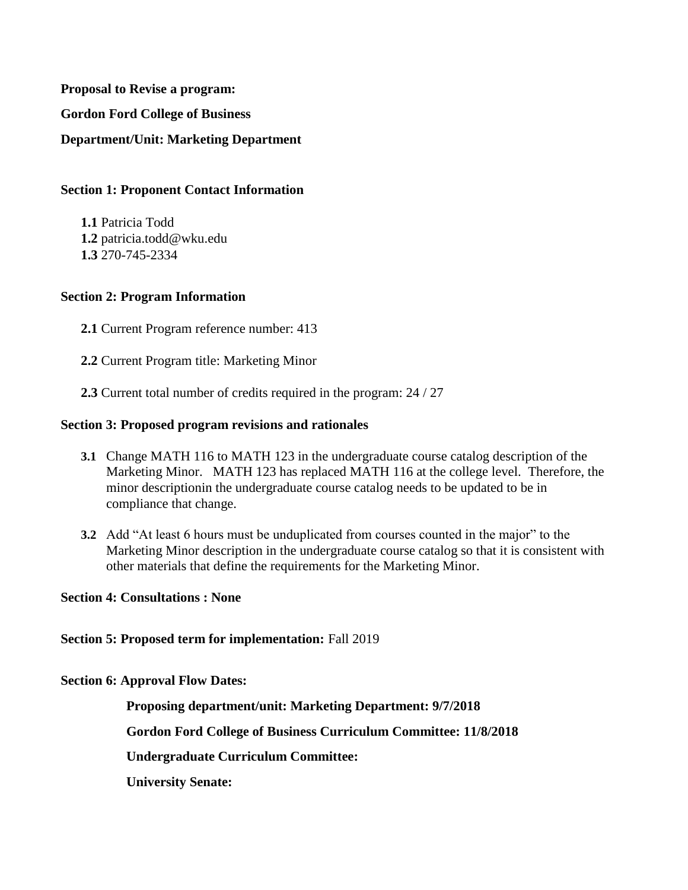**Proposal to Revise a program:**

**Gordon Ford College of Business**

**Department/Unit: Marketing Department**

**Section 1: Proponent Contact Information**

**1.1** Patricia Todd
**1.2** patricia.todd@wku.edu
**1.3** 270-745-2334

**Section 2: Program Information**

**2.1** Current Program reference number: 413

**2.2** Current Program title: Marketing Minor

**2.3** Current total number of credits required in the program: 24 / 27

**Section 3: Proposed program revisions and rationales**

**3.1** Change MATH 116 to MATH 123 in the undergraduate course catalog description of the Marketing Minor. MATH 123 has replaced MATH 116 at the college level. Therefore, the minor descriptionin the undergraduate course catalog needs to be updated to be in compliance that change.

**3.2** Add "At least 6 hours must be unduplicated from courses counted in the major" to the Marketing Minor description in the undergraduate course catalog so that it is consistent with other materials that define the requirements for the Marketing Minor.

**Section 4: Consultations : None**

**Section 5: Proposed term for implementation:** Fall 2019

**Section 6: Approval Flow Dates:**

**Proposing department/unit: Marketing Department: 9/7/2018**

**Gordon Ford College of Business Curriculum Committee: 11/8/2018**

**Undergraduate Curriculum Committee:**

**University Senate:**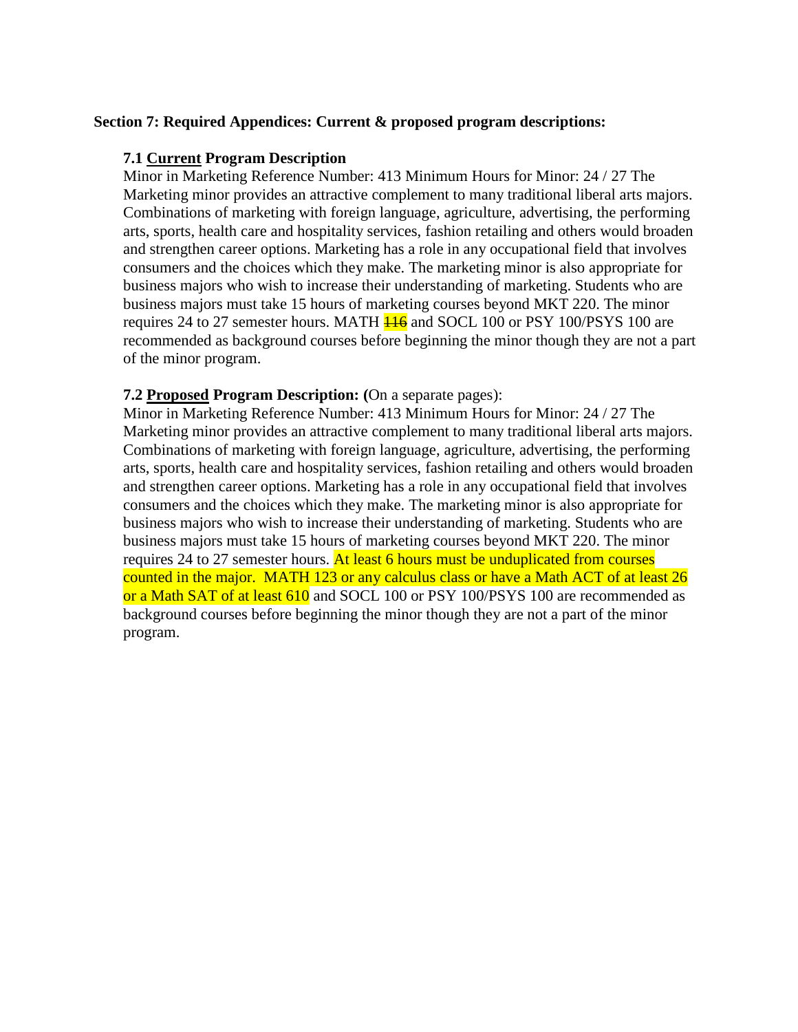**Section 7: Required Appendices: Current & proposed program descriptions:**

**7.1 <u>Current</u> Program Description**

Minor in Marketing Reference Number: 413 Minimum Hours for Minor: 24 / 27 The Marketing minor provides an attractive complement to many traditional liberal arts majors. Combinations of marketing with foreign language, agriculture, advertising, the performing arts, sports, health care and hospitality services, fashion retailing and others would broaden and strengthen career options. Marketing has a role in any occupational field that involves consumers and the choices which they make. The marketing minor is also appropriate for business majors who wish to increase their understanding of marketing. Students who are business majors must take 15 hours of marketing courses beyond MKT 220. The minor requires 24 to 27 semester hours. MATH ~~116~~ and SOCL 100 or PSY 100/PSYS 100 are recommended as background courses before beginning the minor though they are not a part of the minor program.

**7.2 <u>Proposed</u> Program Description: (**On a separate pages):

Minor in Marketing Reference Number: 413 Minimum Hours for Minor: 24 / 27 The Marketing minor provides an attractive complement to many traditional liberal arts majors. Combinations of marketing with foreign language, agriculture, advertising, the performing arts, sports, health care and hospitality services, fashion retailing and others would broaden and strengthen career options. Marketing has a role in any occupational field that involves consumers and the choices which they make. The marketing minor is also appropriate for business majors who wish to increase their understanding of marketing. Students who are business majors must take 15 hours of marketing courses beyond MKT 220. The minor requires 24 to 27 semester hours. At least 6 hours must be unduplicated from courses counted in the major. MATH 123 or any calculus class or have a Math ACT of at least 26 or a Math SAT of at least 610 and SOCL 100 or PSY 100/PSYS 100 are recommended as background courses before beginning the minor though they are not a part of the minor program.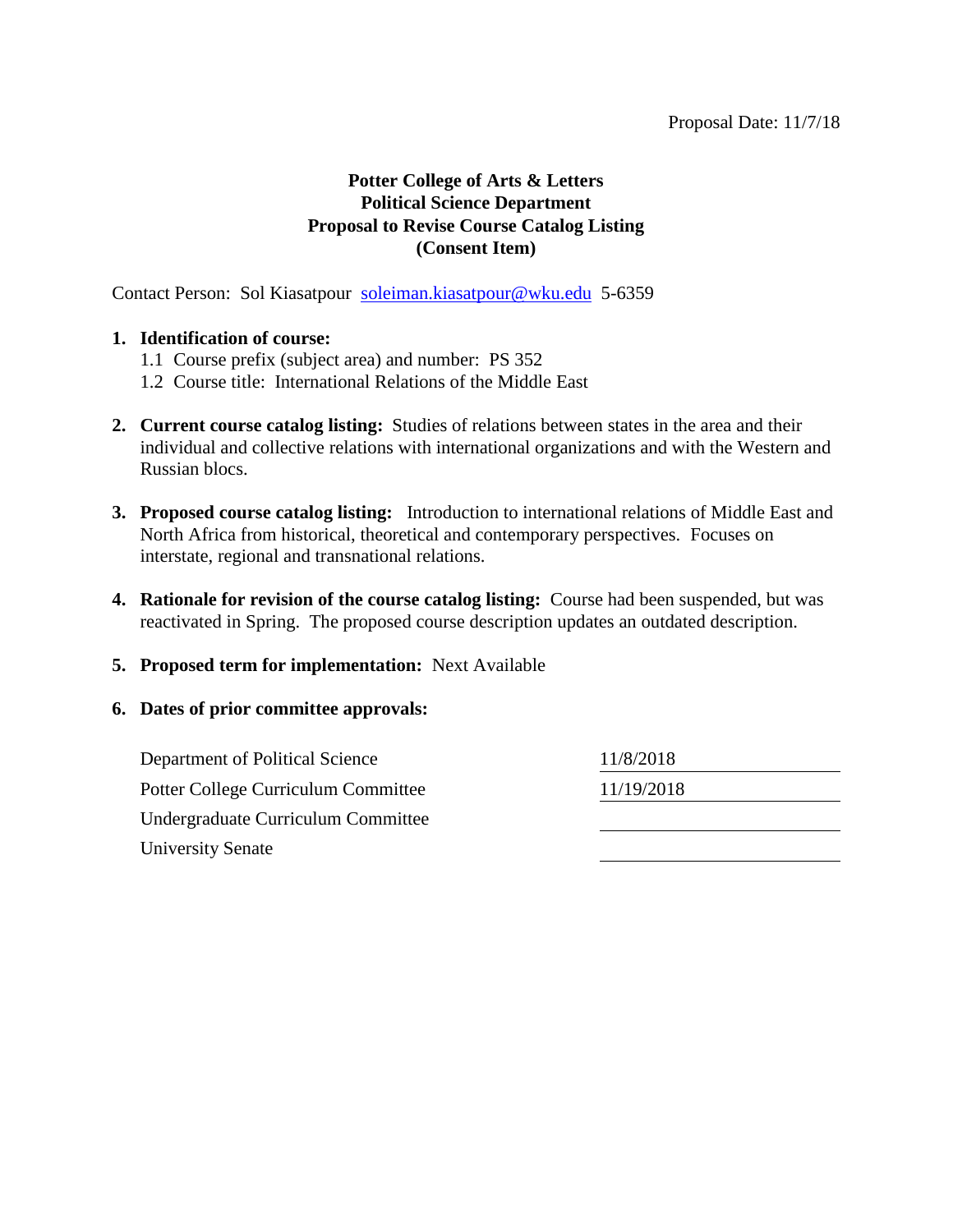Proposal Date: 11/7/18

**Potter College of Arts & Letters**
**Political Science Department**
**Proposal to Revise Course Catalog Listing**
**(Consent Item)**

Contact Person: Sol Kiasatpour [soleiman.kiasatpour@wku.edu](mailto:soleiman.kiasatpour@wku.edu) 5-6359

1. **Identification of course:**
   1.1 Course prefix (subject area) and number: PS 352
   1.2 Course title: International Relations of the Middle East

2. **Current course catalog listing:** Studies of relations between states in the area and their individual and collective relations with international organizations and with the Western and Russian blocs.

3. **Proposed course catalog listing:** Introduction to international relations of Middle East and North Africa from historical, theoretical and contemporary perspectives. Focuses on interstate, regional and transnational relations.

4. **Rationale for revision of the course catalog listing:** Course had been suspended, but was reactivated in Spring. The proposed course description updates an outdated description.

5. **Proposed term for implementation:** Next Available

6. **Dates of prior committee approvals:**

| | |
|---|---|
| Department of Political Science | 11/8/2018 |
| Potter College Curriculum Committee | 11/19/2018 |
| Undergraduate Curriculum Committee | |
| University Senate | |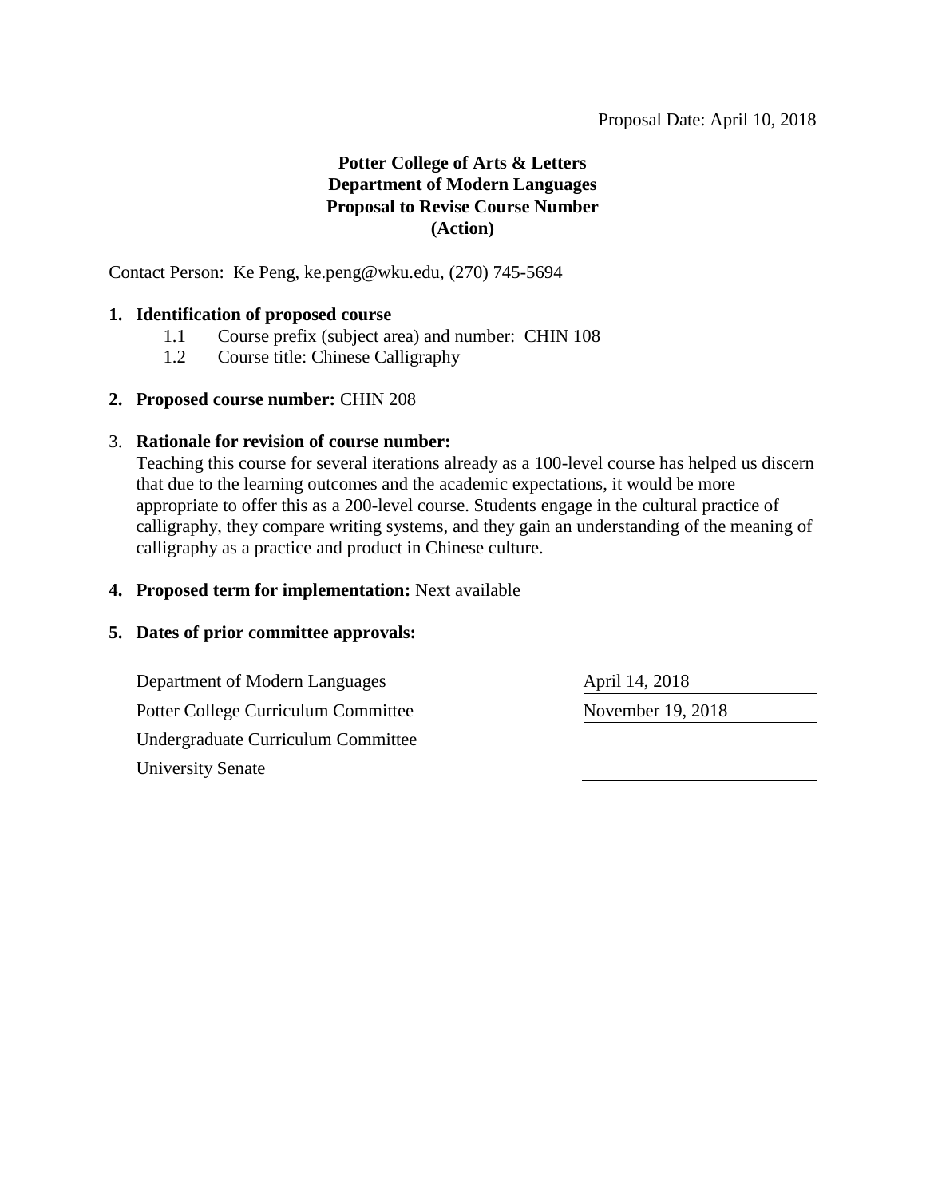Proposal Date: April 10, 2018

**Potter College of Arts & Letters**
**Department of Modern Languages**
**Proposal to Revise Course Number**
**(Action)**

Contact Person: Ke Peng, ke.peng@wku.edu, (270) 745-5694

1. **Identification of proposed course**
   - 1.1 Course prefix (subject area) and number: CHIN 108
   - 1.2 Course title: Chinese Calligraphy

2. **Proposed course number:** CHIN 208

3. **Rationale for revision of course number:**
   Teaching this course for several iterations already as a 100-level course has helped us discern that due to the learning outcomes and the academic expectations, it would be more appropriate to offer this as a 200-level course. Students engage in the cultural practice of calligraphy, they compare writing systems, and they gain an understanding of the meaning of calligraphy as a practice and product in Chinese culture.

4. **Proposed term for implementation:** Next available

5. **Dates of prior committee approvals:**

| | |
|---|---|
| Department of Modern Languages | April 14, 2018 |
| Potter College Curriculum Committee | November 19, 2018 |
| Undergraduate Curriculum Committee | |
| University Senate | |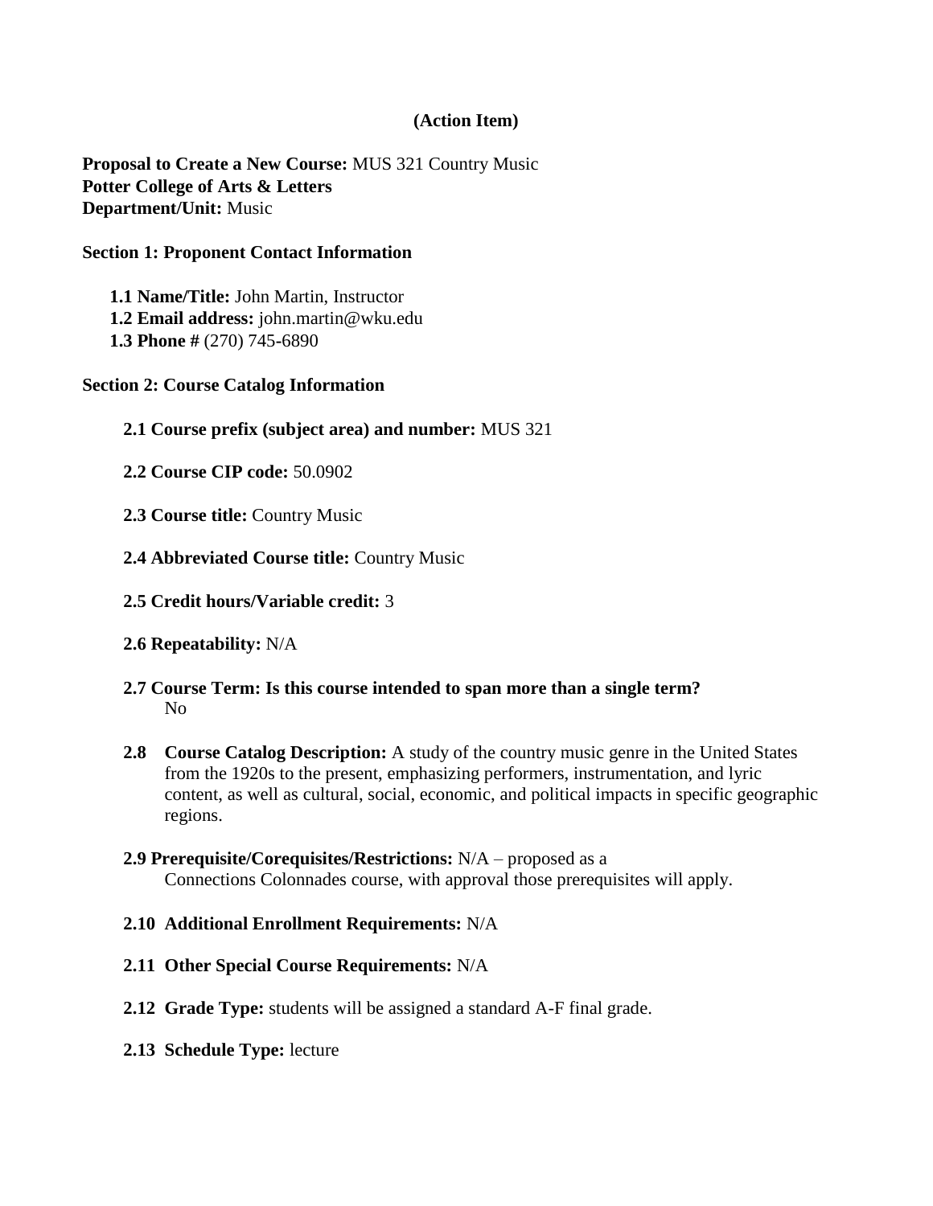**(Action Item)**

**Proposal to Create a New Course:** MUS 321 Country Music
**Potter College of Arts & Letters**
**Department/Unit:** Music

**Section 1: Proponent Contact Information**

**1.1 Name/Title:** John Martin, Instructor
**1.2 Email address:** john.martin@wku.edu
**1.3 Phone #** (270) 745-6890

**Section 2: Course Catalog Information**

**2.1 Course prefix (subject area) and number:** MUS 321

**2.2 Course CIP code:** 50.0902

**2.3 Course title:** Country Music

**2.4 Abbreviated Course title:** Country Music

**2.5 Credit hours/Variable credit:** 3

**2.6 Repeatability:** N/A

**2.7 Course Term: Is this course intended to span more than a single term?**
No

**2.8 Course Catalog Description:** A study of the country music genre in the United States from the 1920s to the present, emphasizing performers, instrumentation, and lyric content, as well as cultural, social, economic, and political impacts in specific geographic regions.

**2.9 Prerequisite/Corequisites/Restrictions:** N/A – proposed as a Connections Colonnades course, with approval those prerequisites will apply.

**2.10 Additional Enrollment Requirements:** N/A

**2.11 Other Special Course Requirements:** N/A

**2.12 Grade Type:** students will be assigned a standard A-F final grade.

**2.13 Schedule Type:** lecture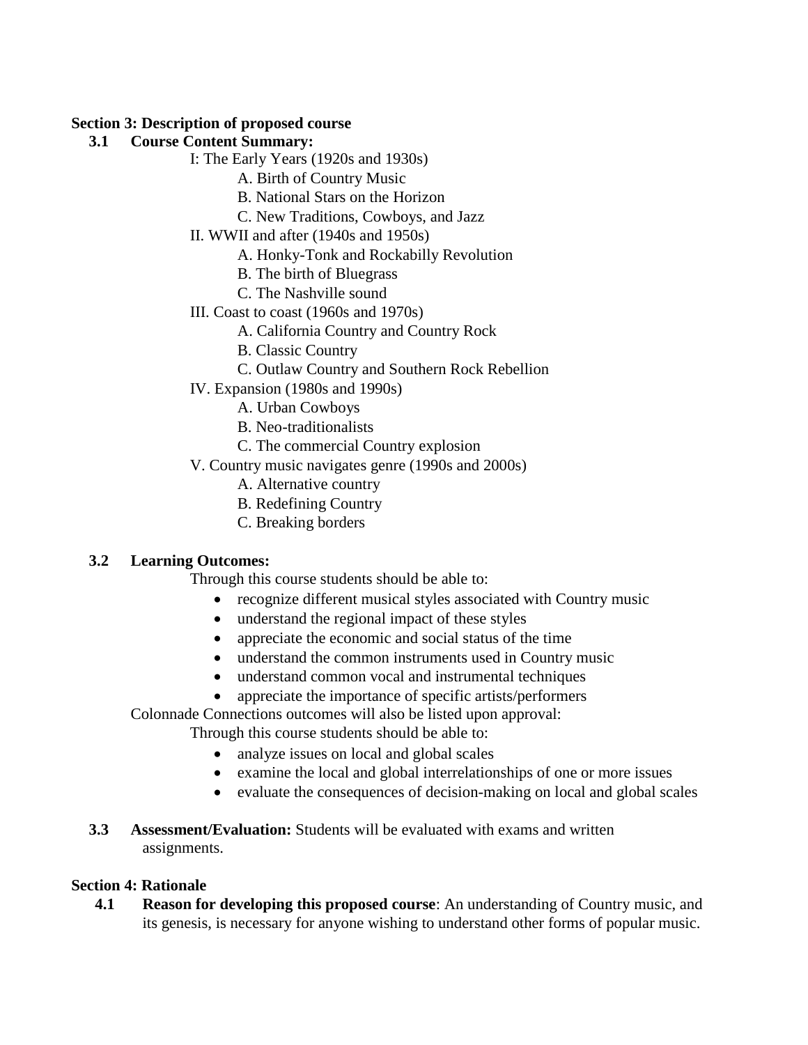**Section 3: Description of proposed course**

**3.1 Course Content Summary:**

I: The Early Years (1920s and 1930s)
- A. Birth of Country Music
- B. National Stars on the Horizon
- C. New Traditions, Cowboys, and Jazz

II. WWII and after (1940s and 1950s)
- A. Honky-Tonk and Rockabilly Revolution
- B. The birth of Bluegrass
- C. The Nashville sound

III. Coast to coast (1960s and 1970s)
- A. California Country and Country Rock
- B. Classic Country
- C. Outlaw Country and Southern Rock Rebellion

IV. Expansion (1980s and 1990s)
- A. Urban Cowboys
- B. Neo-traditionalists
- C. The commercial Country explosion

V. Country music navigates genre (1990s and 2000s)
- A. Alternative country
- B. Redefining Country
- C. Breaking borders

**3.2 Learning Outcomes:**

Through this course students should be able to:

- recognize different musical styles associated with Country music
- understand the regional impact of these styles
- appreciate the economic and social status of the time
- understand the common instruments used in Country music
- understand common vocal and instrumental techniques
- appreciate the importance of specific artists/performers

Colonnade Connections outcomes will also be listed upon approval:

Through this course students should be able to:

- analyze issues on local and global scales
- examine the local and global interrelationships of one or more issues
- evaluate the consequences of decision-making on local and global scales

**3.3 Assessment/Evaluation:** Students will be evaluated with exams and written assignments.

**Section 4: Rationale**

**4.1 Reason for developing this proposed course**: An understanding of Country music, and its genesis, is necessary for anyone wishing to understand other forms of popular music.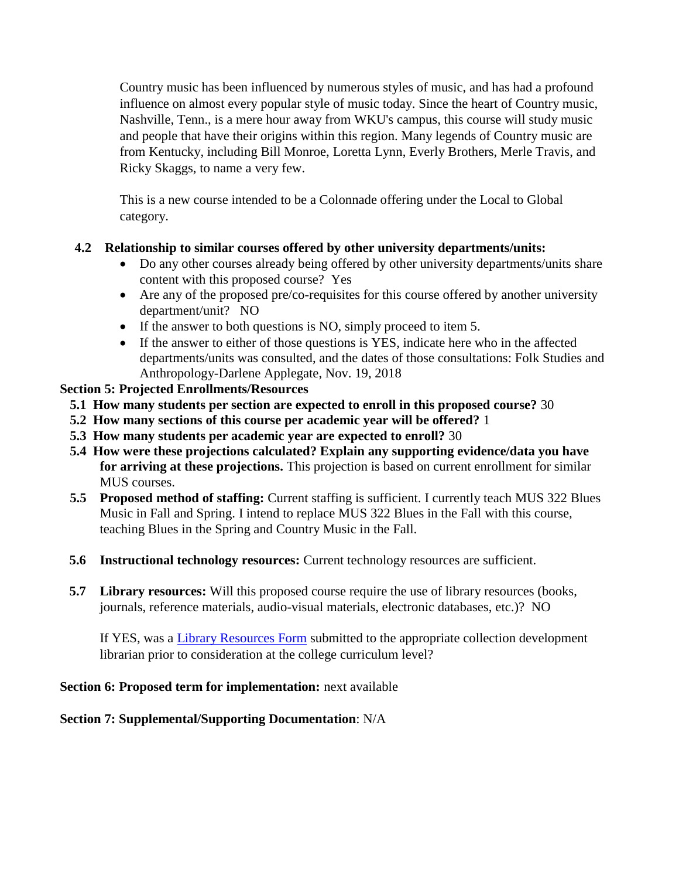Country music has been influenced by numerous styles of music, and has had a profound influence on almost every popular style of music today. Since the heart of Country music, Nashville, Tenn., is a mere hour away from WKU's campus, this course will study music and people that have their origins within this region. Many legends of Country music are from Kentucky, including Bill Monroe, Loretta Lynn, Everly Brothers, Merle Travis, and Ricky Skaggs, to name a very few.

This is a new course intended to be a Colonnade offering under the Local to Global category.

**4.2 Relationship to similar courses offered by other university departments/units:**

- Do any other courses already being offered by other university departments/units share content with this proposed course? Yes
- Are any of the proposed pre/co-requisites for this course offered by another university department/unit? NO
- If the answer to both questions is NO, simply proceed to item 5.
- If the answer to either of those questions is YES, indicate here who in the affected departments/units was consulted, and the dates of those consultations: Folk Studies and Anthropology-Darlene Applegate, Nov. 19, 2018

**Section 5: Projected Enrollments/Resources**

**5.1 How many students per section are expected to enroll in this proposed course?** 30

**5.2 How many sections of this course per academic year will be offered?** 1

**5.3 How many students per academic year are expected to enroll?** 30

**5.4 How were these projections calculated? Explain any supporting evidence/data you have for arriving at these projections.** This projection is based on current enrollment for similar MUS courses.

**5.5 Proposed method of staffing:** Current staffing is sufficient. I currently teach MUS 322 Blues Music in Fall and Spring. I intend to replace MUS 322 Blues in the Fall with this course, teaching Blues in the Spring and Country Music in the Fall.

**5.6 Instructional technology resources:** Current technology resources are sufficient.

**5.7 Library resources:** Will this proposed course require the use of library resources (books, journals, reference materials, audio-visual materials, electronic databases, etc.)? NO

If YES, was a Library Resources Form submitted to the appropriate collection development librarian prior to consideration at the college curriculum level?

**Section 6: Proposed term for implementation:** next available

**Section 7: Supplemental/Supporting Documentation**: N/A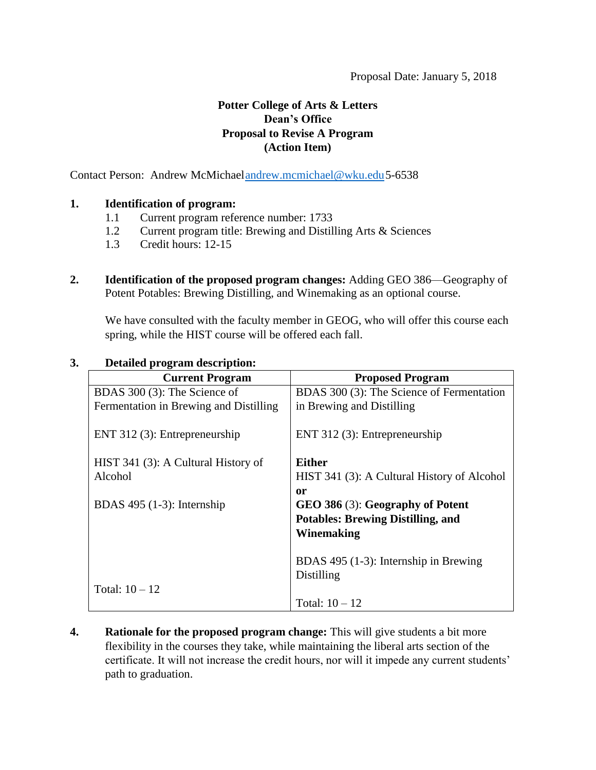Proposal Date: January 5, 2018

**Potter College of Arts & Letters**
**Dean's Office**
**Proposal to Revise A Program**
**(Action Item)**

Contact Person: Andrew McMichael andrew.mcmichael@wku.edu 5-6538

1. **Identification of program:**
   1.1 Current program reference number: 1733
   1.2 Current program title: Brewing and Distilling Arts & Sciences
   1.3 Credit hours: 12-15

2. **Identification of the proposed program changes:** Adding GEO 386—Geography of Potent Potables: Brewing Distilling, and Winemaking as an optional course.

   We have consulted with the faculty member in GEOG, who will offer this course each spring, while the HIST course will be offered each fall.

3. **Detailed program description:**

| Current Program | Proposed Program |
|---|---|
| BDAS 300 (3): The Science of Fermentation in Brewing and Distilling | BDAS 300 (3): The Science of Fermentation in Brewing and Distilling |
| ENT 312 (3): Entrepreneurship | ENT 312 (3): Entrepreneurship |
| HIST 341 (3): A Cultural History of Alcohol | **Either** HIST 341 (3): A Cultural History of Alcohol **or** **GEO 386** (3): **Geography of Potent Potables: Brewing Distilling, and Winemaking** |
| BDAS 495 (1-3): Internship | BDAS 495 (1-3): Internship in Brewing Distilling |
| Total: 10 – 12 | Total: 10 – 12 |

4. **Rationale for the proposed program change:** This will give students a bit more flexibility in the courses they take, while maintaining the liberal arts section of the certificate. It will not increase the credit hours, nor will it impede any current students' path to graduation.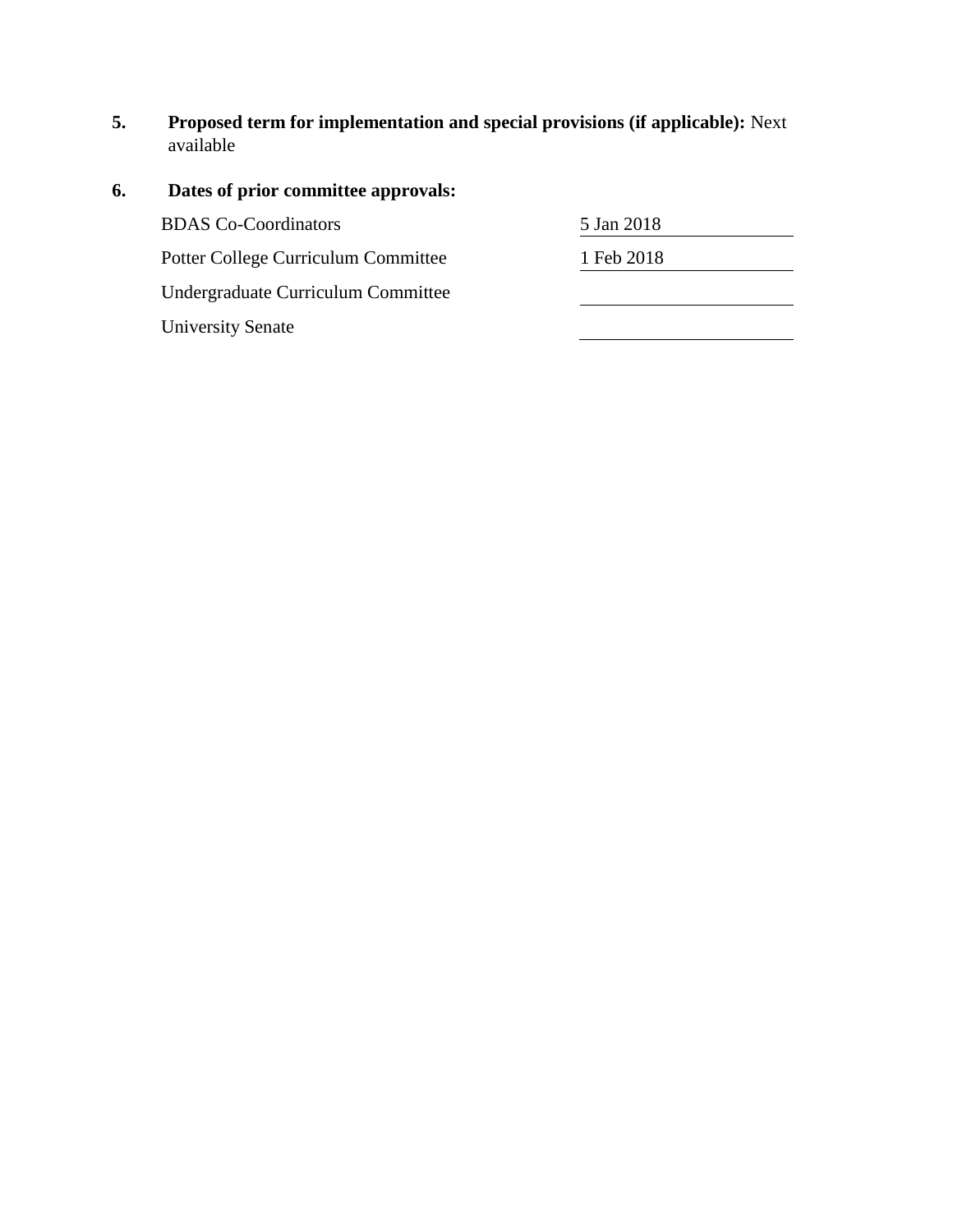**5. Proposed term for implementation and special provisions (if applicable):** Next available

**6. Dates of prior committee approvals:**

| | |
|---|---|
| BDAS Co-Coordinators | 5 Jan 2018 |
| Potter College Curriculum Committee | 1 Feb 2018 |
| Undergraduate Curriculum Committee | |
| University Senate | |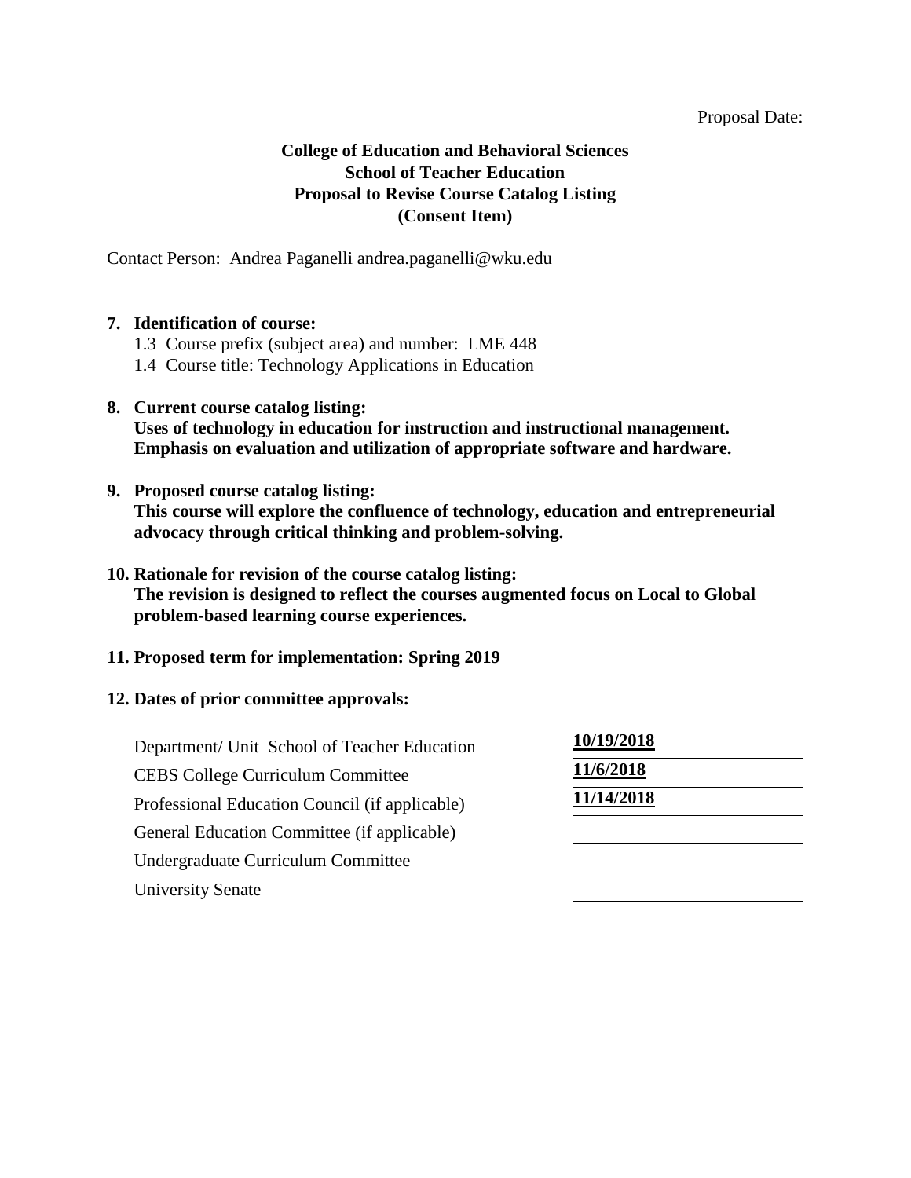Proposal Date:

**College of Education and Behavioral Sciences**
**School of Teacher Education**
**Proposal to Revise Course Catalog Listing**
**(Consent Item)**

Contact Person: Andrea Paganelli andrea.paganelli@wku.edu

7. **Identification of course:**
   1.3 Course prefix (subject area) and number: LME 448
   1.4 Course title: Technology Applications in Education

8. **Current course catalog listing:**
   **Uses of technology in education for instruction and instructional management. Emphasis on evaluation and utilization of appropriate software and hardware.**

9. **Proposed course catalog listing:**
   **This course will explore the confluence of technology, education and entrepreneurial advocacy through critical thinking and problem-solving.**

10. **Rationale for revision of the course catalog listing:**
    **The revision is designed to reflect the courses augmented focus on Local to Global problem-based learning course experiences.**

11. **Proposed term for implementation: Spring 2019**

12. **Dates of prior committee approvals:**

| | |
|---|---|
| Department/ Unit School of Teacher Education | **10/19/2018** |
| CEBS College Curriculum Committee | **11/6/2018** |
| Professional Education Council (if applicable) | **11/14/2018** |
| General Education Committee (if applicable) | |
| Undergraduate Curriculum Committee | |
| University Senate | |